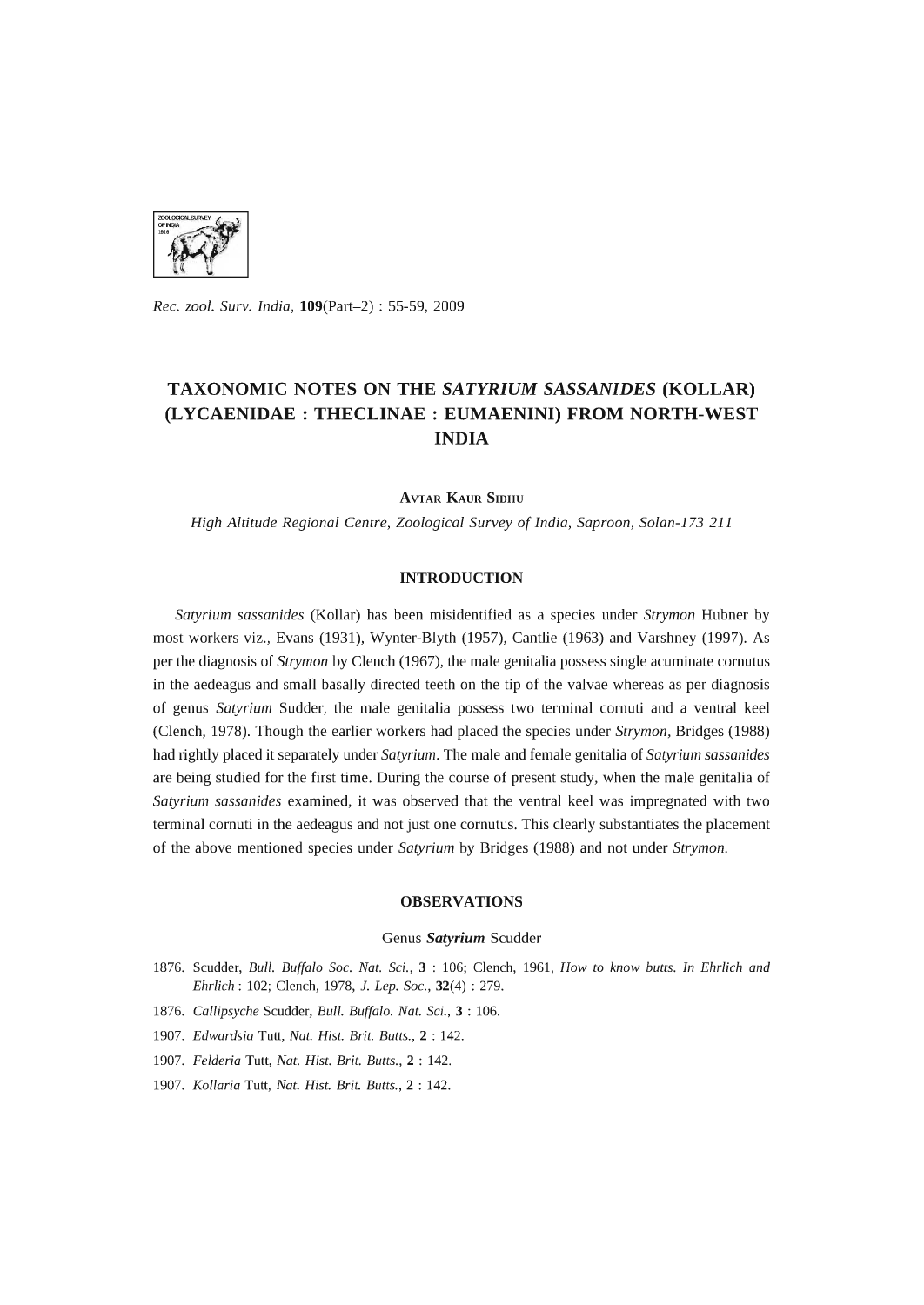# TAXONOMIC NOTES ON THE *SATYRIUM SASSANIDES* (KOLLAR) (LYCAENIDAE : THECLINAE : EUMAENINI) FROM NORTH-WEST INDIA

AVTAR KAUR SIDHU

*High Altitude Regional Centre, Zoological Survey of India, Saproon, Solan-173 211*

## INTRODUCTION

*Satyrium sassanides* (Kollar) has been misidentified as a species under *Strymon* Hubner by most workers viz., Evans (1931), Wynter-Blyth (1957), Cantlie (1963) and Varshney (1997). As per the diagnosis of *Strymon* by Clench (1967), the male genitalia possess single acuminate cornutus in the aedeagus and small basally directed teeth on the tip of the valvae whereas as per diagnosis of genus *Satyrium* Sudder, the male genitalia possess two terminal cornuti and a ventral keel (Clench, 1978). Though the earlier workers had placed the species under *Strymon*, Bridges (1988) had rightly placed it separately under *Satyrium*. The male and female genitalia of *Satyrium sassanides* are being studied for the first time. During the course of present study, when the male genitalia of *Satyrium sassanides* examined, it was observed that the ventral keel was impregnated with two terminal cornuti in the aedeagus and not just one cornutus. This clearly substantiates the placement of the above mentioned species under *Satyrium* by Bridges (1988) and not under *Strymon*.

## OBSERVATIONS

### Genus ***Satyrium*** Scudder

1876. Scudder, *Bull. Buffalo Soc. Nat. Sci.*, **3** : 106; Clench, 1961, *How to know butts. In Ehrlich and Ehrlich* : 102; Clench, 1978, *J. Lep. Soc.*, **32**(4) : 279.

1876. *Callipsyche* Scudder, *Bull. Buffalo. Nat. Sci.*, **3** : 106.

1907. *Edwardsia* Tutt, *Nat. Hist. Brit. Butts.*, **2** : 142.

1907. *Felderia* Tutt, *Nat. Hist. Brit. Butts.*, **2** : 142.

1907. *Kollaria* Tutt, *Nat. Hist. Brit. Butts.*, **2** : 142.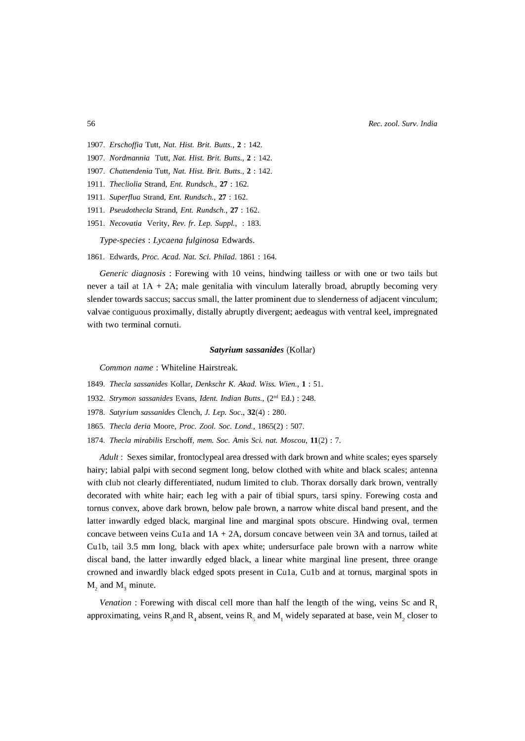1907. *Erschoffia* Tutt, *Nat. Hist. Brit. Butts.*, **2** : 142.

1907. *Nordmannia* Tutt, *Nat. Hist. Brit. Butts.*, **2** : 142.

1907. *Chattendenia* Tutt, *Nat. Hist. Brit. Butts.*, **2** : 142.

1911. *Thecliolia* Strand, *Ent. Rundsch.*, **27** : 162.

1911. *Superflua* Strand, *Ent. Rundsch.*, **27** : 162.

1911. *Pseudothecla* Strand, *Ent. Rundsch.*, **27** : 162.

1951. *Necovatia* Verity, *Rev. fr. Lep. Suppl.*, : 183.

*Type-species* : *Lycaena fulginosa* Edwards.

1861. Edwards, *Proc. Acad. Nat. Sci. Philad.* 1861 : 164.

*Generic diagnosis* : Forewing with 10 veins, hindwing tailless or with one or two tails but never a tail at 1A + 2A; male genitalia with vinculum laterally broad, abruptly becoming very slender towards saccus; saccus small, the latter prominent due to slenderness of adjacent vinculum; valvae contiguous proximally, distally abruptly divergent; aedeagus with ventral keel, impregnated with two terminal cornuti.

### *Satyrium sassanides* (Kollar)

*Common name* : Whiteline Hairstreak.

1849. *Thecla sassanides* Kollar, *Denkschr K. Akad. Wiss. Wien.*, **1** : 51.

1932. *Strymon sassanides* Evans, *Ident. Indian Butts.*, (2nd Ed.) : 248.

1978. *Satyrium sassanides* Clench, *J. Lep. Soc.*, **32**(4) : 280.

1865. *Thecla deria* Moore, *Proc. Zool. Soc. Lond.*, 1865(2) : 507.

1874. *Thecla mirabilis* Erschoff, *mem. Soc. Amis Sci. nat. Moscou*, **11**(2) : 7.

*Adult* : Sexes similar, frontoclypeal area dressed with dark brown and white scales; eyes sparsely hairy; labial palpi with second segment long, below clothed with white and black scales; antenna with club not clearly differentiated, nudum limited to club. Thorax dorsally dark brown, ventrally decorated with white hair; each leg with a pair of tibial spurs, tarsi spiny. Forewing costa and tornus convex, above dark brown, below pale brown, a narrow white discal band present, and the latter inwardly edged black, marginal line and marginal spots obscure. Hindwing oval, termen concave between veins Cu1a and 1A + 2A, dorsum concave between vein 3A and tornus, tailed at Cu1b, tail 3.5 mm long, black with apex white; undersurface pale brown with a narrow white discal band, the latter inwardly edged black, a linear white marginal line present, three orange crowned and inwardly black edged spots present in Cu1a, Cu1b and at tornus, marginal spots in $M_2$ and $M_3$ minute.

*Venation* : Forewing with discal cell more than half the length of the wing, veins Sc and $R_1$ approximating, veins $R_3$ and $R_4$ absent, veins $R_5$ and $M_1$ widely separated at base, vein $M_2$ closer to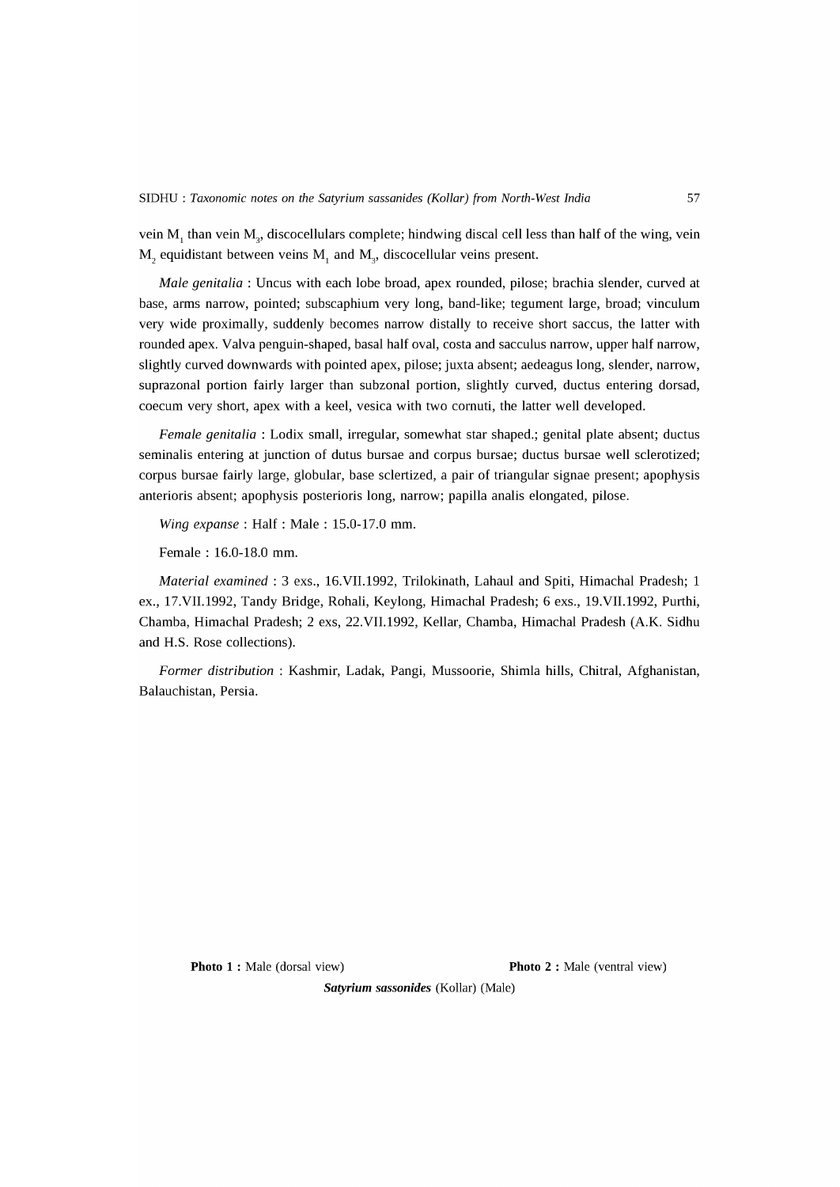vein $M_1$ than vein $M_3$, discocellulars complete; hindwing discal cell less than half of the wing, vein $M_2$ equidistant between veins $M_1$ and $M_3$, discocellular veins present.

*Male genitalia* : Uncus with each lobe broad, apex rounded, pilose; brachia slender, curved at base, arms narrow, pointed; subscaphium very long, band-like; tegument large, broad; vinculum very wide proximally, suddenly becomes narrow distally to receive short saccus, the latter with rounded apex. Valva penguin-shaped, basal half oval, costa and sacculus narrow, upper half narrow, slightly curved downwards with pointed apex, pilose; juxta absent; aedeagus long, slender, narrow, suprazonal portion fairly larger than subzonal portion, slightly curved, ductus entering dorsad, coecum very short, apex with a keel, vesica with two cornuti, the latter well developed.

*Female genitalia* : Lodix small, irregular, somewhat star shaped.; genital plate absent; ductus seminalis entering at junction of dutus bursae and corpus bursae; ductus bursae well sclerotized; corpus bursae fairly large, globular, base sclertized, a pair of triangular signae present; apophysis anterioris absent; apophysis posterioris long, narrow; papilla analis elongated, pilose.

*Wing expanse* : Half : Male : 15.0-17.0 mm.

Female : 16.0-18.0 mm.

*Material examined* : 3 exs., 16.VII.1992, Trilokinath, Lahaul and Spiti, Himachal Pradesh; 1 ex., 17.VII.1992, Tandy Bridge, Rohali, Keylong, Himachal Pradesh; 6 exs., 19.VII.1992, Purthi, Chamba, Himachal Pradesh; 2 exs, 22.VII.1992, Kellar, Chamba, Himachal Pradesh (A.K. Sidhu and H.S. Rose collections).

*Former distribution* : Kashmir, Ladak, Pangi, Mussoorie, Shimla hills, Chitral, Afghanistan, Balauchistan, Persia.

**Photo 1 :** Male (dorsal view) **Photo 2 :** Male (ventral view)

***Satyrium sassonides*** (Kollar) (Male)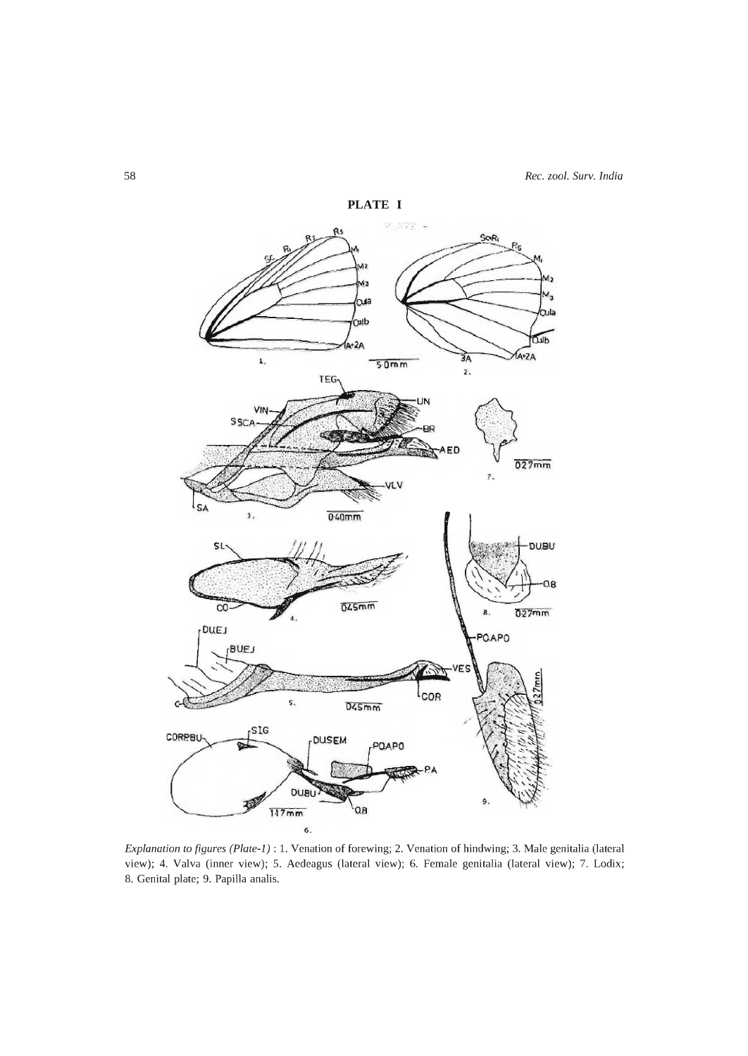**PLATE I**

*Explanation to figures (Plate-1)* : 1. Venation of forewing; 2. Venation of hindwing; 3. Male genitalia (lateral view); 4. Valva (inner view); 5. Aedeagus (lateral view); 6. Female genitalia (lateral view); 7. Lodix; 8. Genital plate; 9. Papilla analis.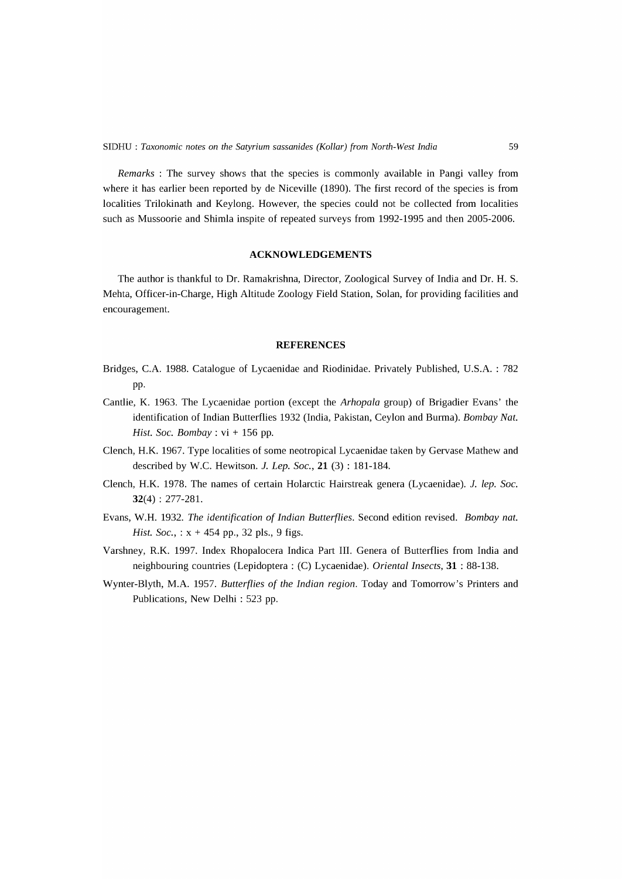*Remarks* : The survey shows that the species is commonly available in Pangi valley from where it has earlier been reported by de Niceville (1890). The first record of the species is from localities Trilokinath and Keylong. However, the species could not be collected from localities such as Mussoorie and Shimla inspite of repeated surveys from 1992-1995 and then 2005-2006.

## ACKNOWLEDGEMENTS

The author is thankful to Dr. Ramakrishna, Director, Zoological Survey of India and Dr. H. S. Mehta, Officer-in-Charge, High Altitude Zoology Field Station, Solan, for providing facilities and encouragement.

## REFERENCES

Bridges, C.A. 1988. Catalogue of Lycaenidae and Riodinidae. Privately Published, U.S.A. : 782 pp.

Cantlie, K. 1963. The Lycaenidae portion (except the *Arhopala* group) of Brigadier Evans' the identification of Indian Butterflies 1932 (India, Pakistan, Ceylon and Burma). *Bombay Nat. Hist. Soc. Bombay* : vi + 156 pp.

Clench, H.K. 1967. Type localities of some neotropical Lycaenidae taken by Gervase Mathew and described by W.C. Hewitson. *J. Lep. Soc.*, **21** (3) : 181-184.

Clench, H.K. 1978. The names of certain Holarctic Hairstreak genera (Lycaenidae). *J. lep. Soc.* **32**(4) : 277-281.

Evans, W.H. 1932. *The identification of Indian Butterflies*. Second edition revised. *Bombay nat. Hist. Soc.*, : x + 454 pp., 32 pls., 9 figs.

Varshney, R.K. 1997. Index Rhopalocera Indica Part III. Genera of Butterflies from India and neighbouring countries (Lepidoptera : (C) Lycaenidae). *Oriental Insects*, **31** : 88-138.

Wynter-Blyth, M.A. 1957. *Butterflies of the Indian region*. Today and Tomorrow's Printers and Publications, New Delhi : 523 pp.